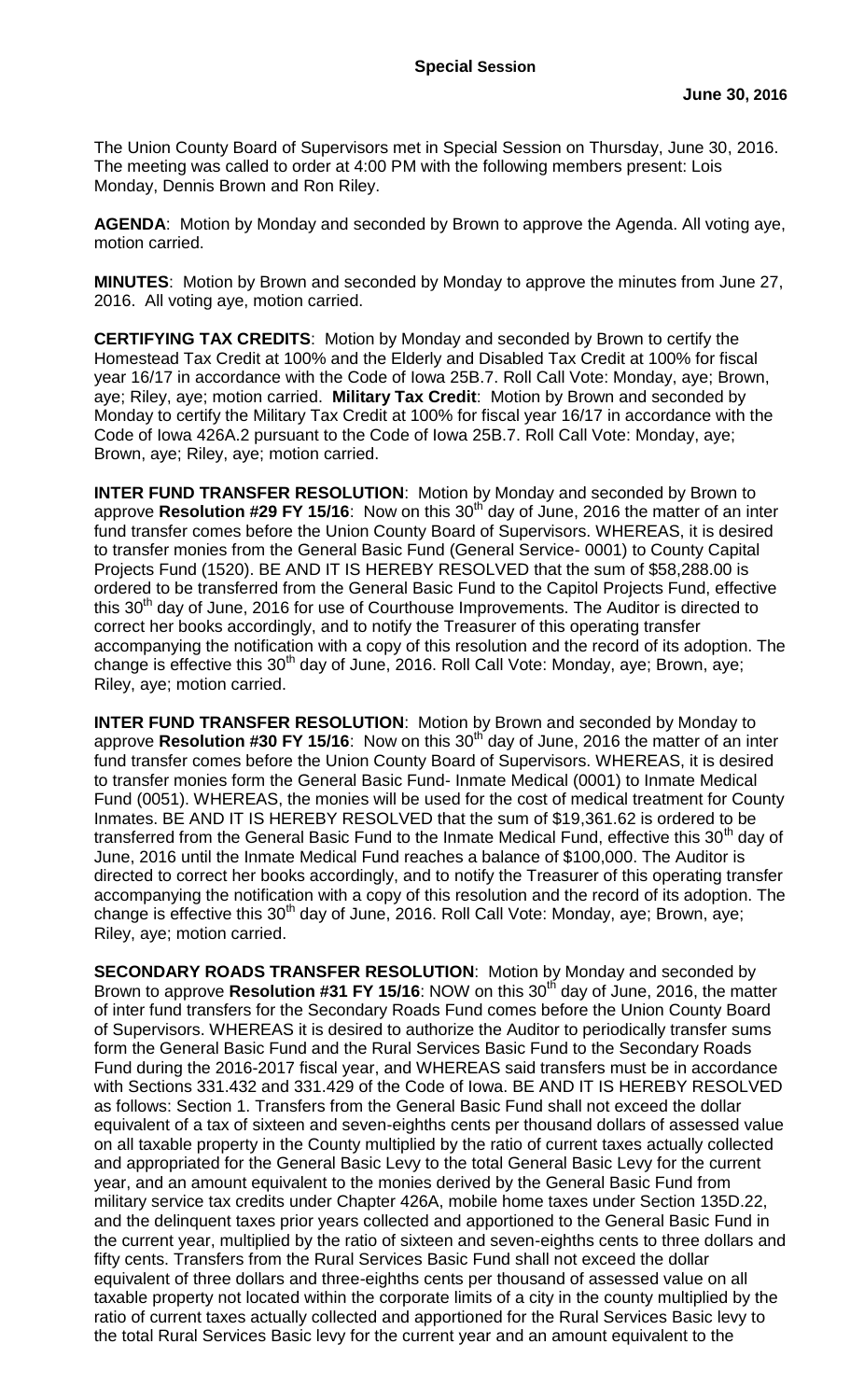**Special Session**

**June 30, 2016**

The Union County Board of Supervisors met in Special Session on Thursday, June 30, 2016. The meeting was called to order at 4:00 PM with the following members present: Lois Monday, Dennis Brown and Ron Riley.

**AGENDA**: Motion by Monday and seconded by Brown to approve the Agenda. All voting aye, motion carried.

**MINUTES**: Motion by Brown and seconded by Monday to approve the minutes from June 27, 2016. All voting aye, motion carried.

**CERTIFYING TAX CREDITS**: Motion by Monday and seconded by Brown to certify the Homestead Tax Credit at 100% and the Elderly and Disabled Tax Credit at 100% for fiscal year 16/17 in accordance with the Code of Iowa 25B.7. Roll Call Vote: Monday, aye; Brown, aye; Riley, aye; motion carried. **Military Tax Credit**: Motion by Brown and seconded by Monday to certify the Military Tax Credit at 100% for fiscal year 16/17 in accordance with the Code of Iowa 426A.2 pursuant to the Code of Iowa 25B.7. Roll Call Vote: Monday, aye; Brown, aye; Riley, aye; motion carried.

**INTER FUND TRANSFER RESOLUTION**: Motion by Monday and seconded by Brown to approve **Resolution #29 FY 15/16**: Now on this 30th day of June, 2016 the matter of an inter fund transfer comes before the Union County Board of Supervisors. WHEREAS, it is desired to transfer monies from the General Basic Fund (General Service- 0001) to County Capital Projects Fund (1520). BE AND IT IS HEREBY RESOLVED that the sum of $58,288.00 is ordered to be transferred from the General Basic Fund to the Capitol Projects Fund, effective this 30th day of June, 2016 for use of Courthouse Improvements. The Auditor is directed to correct her books accordingly, and to notify the Treasurer of this operating transfer accompanying the notification with a copy of this resolution and the record of its adoption. The change is effective this 30th day of June, 2016. Roll Call Vote: Monday, aye; Brown, aye; Riley, aye; motion carried.

**INTER FUND TRANSFER RESOLUTION**: Motion by Brown and seconded by Monday to approve **Resolution #30 FY 15/16**: Now on this 30th day of June, 2016 the matter of an inter fund transfer comes before the Union County Board of Supervisors. WHEREAS, it is desired to transfer monies form the General Basic Fund- Inmate Medical (0001) to Inmate Medical Fund (0051). WHEREAS, the monies will be used for the cost of medical treatment for County Inmates. BE AND IT IS HEREBY RESOLVED that the sum of $19,361.62 is ordered to be transferred from the General Basic Fund to the Inmate Medical Fund, effective this 30th day of June, 2016 until the Inmate Medical Fund reaches a balance of $100,000. The Auditor is directed to correct her books accordingly, and to notify the Treasurer of this operating transfer accompanying the notification with a copy of this resolution and the record of its adoption. The change is effective this 30th day of June, 2016. Roll Call Vote: Monday, aye; Brown, aye; Riley, aye; motion carried.

**SECONDARY ROADS TRANSFER RESOLUTION**: Motion by Monday and seconded by Brown to approve **Resolution #31 FY 15/16**: NOW on this 30th day of June, 2016, the matter of inter fund transfers for the Secondary Roads Fund comes before the Union County Board of Supervisors. WHEREAS it is desired to authorize the Auditor to periodically transfer sums form the General Basic Fund and the Rural Services Basic Fund to the Secondary Roads Fund during the 2016-2017 fiscal year, and WHEREAS said transfers must be in accordance with Sections 331.432 and 331.429 of the Code of Iowa. BE AND IT IS HEREBY RESOLVED as follows: Section 1. Transfers from the General Basic Fund shall not exceed the dollar equivalent of a tax of sixteen and seven-eighths cents per thousand dollars of assessed value on all taxable property in the County multiplied by the ratio of current taxes actually collected and appropriated for the General Basic Levy to the total General Basic Levy for the current year, and an amount equivalent to the monies derived by the General Basic Fund from military service tax credits under Chapter 426A, mobile home taxes under Section 135D.22, and the delinquent taxes prior years collected and apportioned to the General Basic Fund in the current year, multiplied by the ratio of sixteen and seven-eighths cents to three dollars and fifty cents. Transfers from the Rural Services Basic Fund shall not exceed the dollar equivalent of three dollars and three-eighths cents per thousand of assessed value on all taxable property not located within the corporate limits of a city in the county multiplied by the ratio of current taxes actually collected and apportioned for the Rural Services Basic levy to the total Rural Services Basic levy for the current year and an amount equivalent to the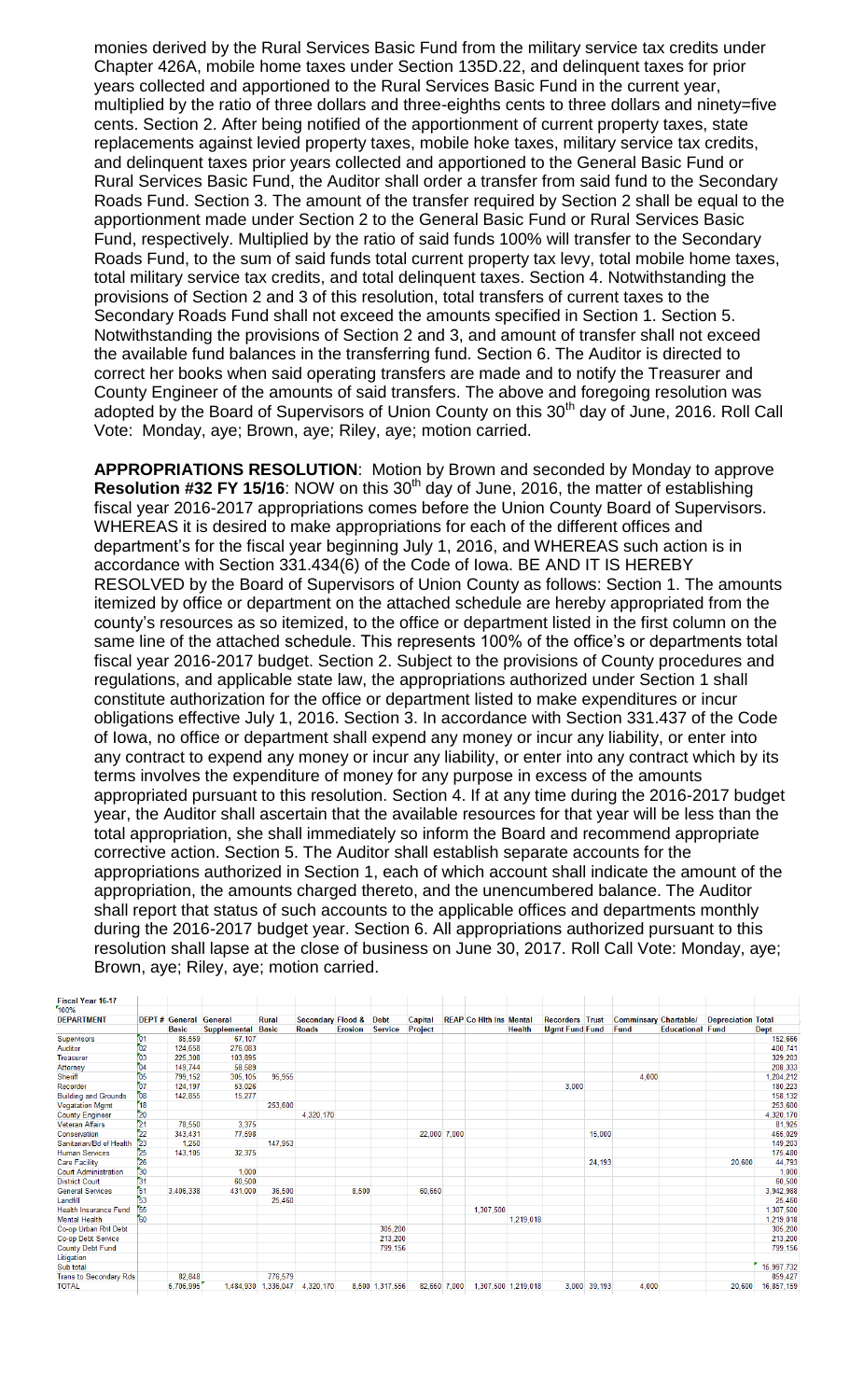monies derived by the Rural Services Basic Fund from the military service tax credits under Chapter 426A, mobile home taxes under Section 135D.22, and delinquent taxes for prior years collected and apportioned to the Rural Services Basic Fund in the current year, multiplied by the ratio of three dollars and three-eighths cents to three dollars and ninety=five cents. Section 2. After being notified of the apportionment of current property taxes, state replacements against levied property taxes, mobile hoke taxes, military service tax credits, and delinquent taxes prior years collected and apportioned to the General Basic Fund or Rural Services Basic Fund, the Auditor shall order a transfer from said fund to the Secondary Roads Fund. Section 3. The amount of the transfer required by Section 2 shall be equal to the apportionment made under Section 2 to the General Basic Fund or Rural Services Basic Fund, respectively. Multiplied by the ratio of said funds 100% will transfer to the Secondary Roads Fund, to the sum of said funds total current property tax levy, total mobile home taxes, total military service tax credits, and total delinquent taxes. Section 4. Notwithstanding the provisions of Section 2 and 3 of this resolution, total transfers of current taxes to the Secondary Roads Fund shall not exceed the amounts specified in Section 1. Section 5. Notwithstanding the provisions of Section 2 and 3, and amount of transfer shall not exceed the available fund balances in the transferring fund. Section 6. The Auditor is directed to correct her books when said operating transfers are made and to notify the Treasurer and County Engineer of the amounts of said transfers. The above and foregoing resolution was adopted by the Board of Supervisors of Union County on this 30th day of June, 2016. Roll Call Vote: Monday, aye; Brown, aye; Riley, aye; motion carried.

**APPROPRIATIONS RESOLUTION**: Motion by Brown and seconded by Monday to approve **Resolution #32 FY 15/16**: NOW on this 30th day of June, 2016, the matter of establishing fiscal year 2016-2017 appropriations comes before the Union County Board of Supervisors. WHEREAS it is desired to make appropriations for each of the different offices and department's for the fiscal year beginning July 1, 2016, and WHEREAS such action is in accordance with Section 331.434(6) of the Code of Iowa. BE AND IT IS HEREBY RESOLVED by the Board of Supervisors of Union County as follows: Section 1. The amounts itemized by office or department on the attached schedule are hereby appropriated from the county's resources as so itemized, to the office or department listed in the first column on the same line of the attached schedule. This represents 100% of the office's or departments total fiscal year 2016-2017 budget. Section 2. Subject to the provisions of County procedures and regulations, and applicable state law, the appropriations authorized under Section 1 shall constitute authorization for the office or department listed to make expenditures or incur obligations effective July 1, 2016. Section 3. In accordance with Section 331.437 of the Code of Iowa, no office or department shall expend any money or incur any liability, or enter into any contract to expend any money or incur any liability, or enter into any contract which by its terms involves the expenditure of money for any purpose in excess of the amounts appropriated pursuant to this resolution. Section 4. If at any time during the 2016-2017 budget year, the Auditor shall ascertain that the available resources for that year will be less than the total appropriation, she shall immediately so inform the Board and recommend appropriate corrective action. Section 5. The Auditor shall establish separate accounts for the appropriations authorized in Section 1, each of which account shall indicate the amount of the appropriation, the amounts charged thereto, and the unencumbered balance. The Auditor shall report that status of such accounts to the applicable offices and departments monthly during the 2016-2017 budget year. Section 6. All appropriations authorized pursuant to this resolution shall lapse at the close of business on June 30, 2017. Roll Call Vote: Monday, aye; Brown, aye; Riley, aye; motion carried.

| Fiscal Year 16-17 | | | | | | | | | | | | | | | | | |
|---|---|---|---|---|---|---|---|---|---|---|---|---|---|---|---|---|---|
| 100% | | | | | | | | | | | | | | | | | |
| DEPARTMENT | DEPT # | General Basic | General Supplemental | Rural Basic | Secondary Roads | Flood & Erosion | Debt Service | Capital Project | REAP | Co Hlth Ins | Mental Health | Recorders Mgmt Fund | Trust Fund | Commissary Fund | Charitable/ Educational Fund | Depreciation Fund | Total Dept |
| Supervisors | 01 | 85,559 | 67,107 | | | | | | | | | | | | | | 152,666 |
| Auditor | 02 | 124,658 | 276,083 | | | | | | | | | | | | | | 400,741 |
| Treasurer | 03 | 225,308 | 103,895 | | | | | | | | | | | | | | 329,203 |
| Attorney | 04 | 149,744 | 58,589 | | | | | | | | | | | | | | 208,333 |
| Sheriff | 05 | 799,152 | 305,105 | 95,955 | | | | | | | | | | 4,000 | | | 1,204,212 |
| Recorder | 07 | 124,197 | 53,026 | | | | | | | | | 3,000 | | | | | 180,223 |
| Building and Grounds | 08 | 142,855 | 15,277 | | | | | | | | | | | | | | 158,132 |
| Vegatation Mgmt | 18 | | | 253,600 | | | | | | | | | | | | | 253,600 |
| County Engineer | 20 | | | | 4,320,170 | | | | | | | | | | | | 4,320,170 |
| Veteran Affairs | 21 | 78,550 | 3,375 | | | | | | | | | | | | | | 81,925 |
| Conservation | 22 | 343,431 | 77,598 | | | | | 22,000 | 7,000 | | | | 15,000 | | | | 465,029 |
| Sanitarian/Bd of Health | 23 | 1,250 | | 147,953 | | | | | | | | | | | | | 149,203 |
| Human Services | 25 | 143,105 | 32,375 | | | | | | | | | | | | | | 175,480 |
| Care Facility | 26 | | | | | | | | | | | | 24,193 | | | 20,600 | 44,793 |
| Court Administration | 30 | | 1,000 | | | | | | | | | | | | | | 1,000 |
| District Court | 31 | | 60,500 | | | | | | | | | | | | | | 60,500 |
| General Services | 51 | 3,406,338 | 431,000 | 36,500 | | 8,500 | | 60,650 | | | | | | | | | 3,942,988 |
| Landfill | 53 | | | 25,460 | | | | | | | | | | | | | 25,460 |
| Health Insurance Fund | 55 | | | | | | | | | 1,307,500 | | | | | | | 1,307,500 |
| Mental Health | 60 | | | | | | | | | | 1,219,018 | | | | | | 1,219,018 |
| Co-op Urban Rd Debt | | | | | | | 305,200 | | | | | | | | | | 305,200 |
| Co-op Debt Service | | | | | | | 213,200 | | | | | | | | | | 213,200 |
| County Debt Fund | | | | | | | 799,156 | | | | | | | | | | 799,156 |
| Litigation | | | | | | | | | | | | | | | | | |
| Sub total | | | | | | | | | | | | | | | | | 15,997,732 |
| Trans to Secondary Rds | | 82,848 | | 776,579 | | | | | | | | | | | | | 859,427 |
| TOTAL | | 5,706,995 | 1,484,930 | 1,336,047 | 4,320,170 | 8,500 | 1,317,556 | 82,650 | 7,000 | 1,307,500 | 1,219,018 | 3,000 | 39,193 | 4,000 | | 20,600 | 16,857,159 |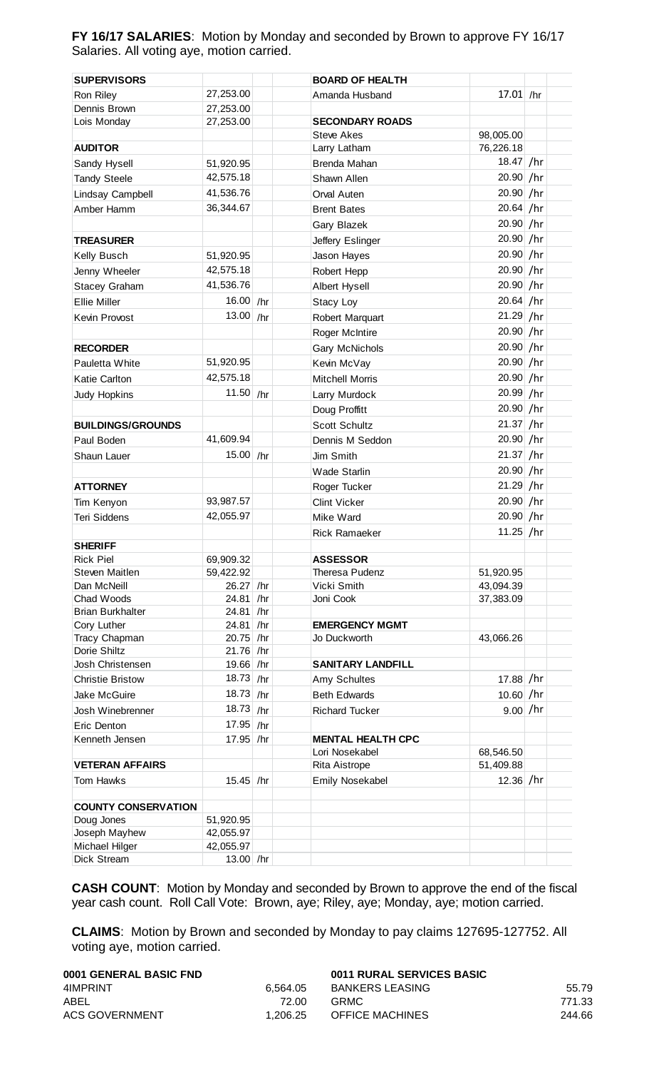**FY 16/17 SALARIES**: Motion by Monday and seconded by Brown to approve FY 16/17 Salaries. All voting aye, motion carried.

| | | | | | | |
|---|---|---|---|---|---|---|
| **SUPERVISORS** | | | | **BOARD OF HEALTH** | | |
| Ron Riley | 27,253.00 | | | Amanda Husband | 17.01 | /hr |
| Dennis Brown | 27,253.00 | | | | | |
| Lois Monday | 27,253.00 | | | **SECONDARY ROADS** | | |
| | | | | Steve Akes | 98,005.00 | |
| **AUDITOR** | | | | Larry Latham | 76,226.18 | |
| Sandy Hysell | 51,920.95 | | | Brenda Mahan | 18.47 | /hr |
| Tandy Steele | 42,575.18 | | | Shawn Allen | 20.90 | /hr |
| Lindsay Campbell | 41,536.76 | | | Orval Auten | 20.90 | /hr |
| Amber Hamm | 36,344.67 | | | Brent Bates | 20.64 | /hr |
| | | | | Gary Blazek | 20.90 | /hr |
| **TREASURER** | | | | Jeffery Eslinger | 20.90 | /hr |
| Kelly Busch | 51,920.95 | | | Jason Hayes | 20.90 | /hr |
| Jenny Wheeler | 42,575.18 | | | Robert Hepp | 20.90 | /hr |
| Stacey Graham | 41,536.76 | | | Albert Hysell | 20.90 | /hr |
| Ellie Miller | 16.00 | /hr | | Stacy Loy | 20.64 | /hr |
| Kevin Provost | 13.00 | /hr | | Robert Marquart | 21.29 | /hr |
| | | | | Roger McIntire | 20.90 | /hr |
| **RECORDER** | | | | Gary McNichols | 20.90 | /hr |
| Pauletta White | 51,920.95 | | | Kevin McVay | 20.90 | /hr |
| Katie Carlton | 42,575.18 | | | Mitchell Morris | 20.90 | /hr |
| Judy Hopkins | 11.50 | /hr | | Larry Murdock | 20.99 | /hr |
| | | | | Doug Proffitt | 20.90 | /hr |
| **BUILDINGS/GROUNDS** | | | | Scott Schultz | 21.37 | /hr |
| Paul Boden | 41,609.94 | | | Dennis M Seddon | 20.90 | /hr |
| Shaun Lauer | 15.00 | /hr | | Jim Smith | 21.37 | /hr |
| | | | | Wade Starlin | 20.90 | /hr |
| **ATTORNEY** | | | | Roger Tucker | 21.29 | /hr |
| Tim Kenyon | 93,987.57 | | | Clint Vicker | 20.90 | /hr |
| Teri Siddens | 42,055.97 | | | Mike Ward | 20.90 | /hr |
| | | | | Rick Ramaeker | 11.25 | /hr |
| **SHERIFF** | | | | | | |
| Rick Piel | 69,909.32 | | | **ASSESSOR** | | |
| Steven Maitlen | 59,422.92 | | | Theresa Pudenz | 51,920.95 | |
| Dan McNeill | 26.27 | /hr | | Vicki Smith | 43,094.39 | |
| Chad Woods | 24.81 | /hr | | Joni Cook | 37,383.09 | |
| Brian Burkhalter | 24.81 | /hr | | | | |
| Cory Luther | 24.81 | /hr | | **EMERGENCY MGMT** | | |
| Tracy Chapman | 20.75 | /hr | | Jo Duckworth | 43,066.26 | |
| Dorie Shiltz | 21.76 | /hr | | | | |
| Josh Christensen | 19.66 | /hr | | **SANITARY LANDFILL** | | |
| Christie Bristow | 18.73 | /hr | | Amy Schultes | 17.88 | /hr |
| Jake McGuire | 18.73 | /hr | | Beth Edwards | 10.60 | /hr |
| Josh Winebrenner | 18.73 | /hr | | Richard Tucker | 9.00 | /hr |
| Eric Denton | 17.95 | /hr | | | | |
| Kenneth Jensen | 17.95 | /hr | | **MENTAL HEALTH CPC** | | |
| | | | | Lori Nosekabel | 68,546.50 | |
| **VETERAN AFFAIRS** | | | | Rita Aistrope | 51,409.88 | |
| Tom Hawks | 15.45 | /hr | | Emily Nosekabel | 12.36 | /hr |
| | | | | | | |
| **COUNTY CONSERVATION** | | | | | | |
| Doug Jones | 51,920.95 | | | | | |
| Joseph Mayhew | 42,055.97 | | | | | |
| Michael Hilger | 42,055.97 | | | | | |
| Dick Stream | 13.00 | /hr | | | | |

**CASH COUNT**: Motion by Monday and seconded by Brown to approve the end of the fiscal year cash count. Roll Call Vote: Brown, aye; Riley, aye; Monday, aye; motion carried.

**CLAIMS**: Motion by Brown and seconded by Monday to pay claims 127695-127752. All voting aye, motion carried.

| **0001 GENERAL BASIC FND** | | **0011 RURAL SERVICES BASIC** | |
|---|---|---|---|
| 4IMPRINT | 6,564.05 | BANKERS LEASING | 55.79 |
| ABEL | 72.00 | GRMC | 771.33 |
| ACS GOVERNMENT | 1,206.25 | OFFICE MACHINES | 244.66 |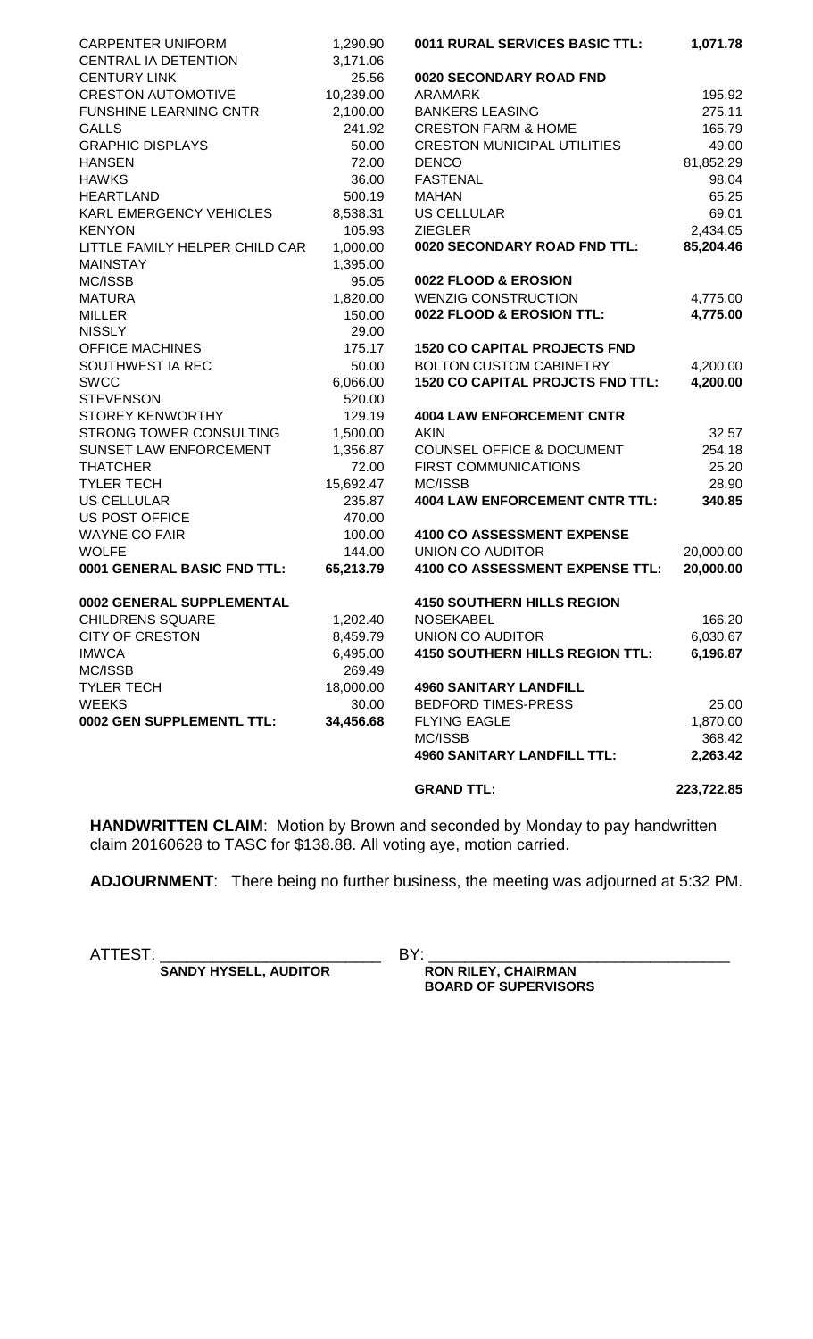| | |
|---|---|
| CARPENTER UNIFORM | 1,290.90 |
| CENTRAL IA DETENTION | 3,171.06 |
| CENTURY LINK | 25.56 |
| CRESTON AUTOMOTIVE | 10,239.00 |
| FUNSHINE LEARNING CNTR | 2,100.00 |
| GALLS | 241.92 |
| GRAPHIC DISPLAYS | 50.00 |
| HANSEN | 72.00 |
| HAWKS | 36.00 |
| HEARTLAND | 500.19 |
| KARL EMERGENCY VEHICLES | 8,538.31 |
| KENYON | 105.93 |
| LITTLE FAMILY HELPER CHILD CAR | 1,000.00 |
| MAINSTAY | 1,395.00 |
| MC/ISSB | 95.05 |
| MATURA | 1,820.00 |
| MILLER | 150.00 |
| NISSLY | 29.00 |
| OFFICE MACHINES | 175.17 |
| SOUTHWEST IA REC | 50.00 |
| SWCC | 6,066.00 |
| STEVENSON | 520.00 |
| STOREY KENWORTHY | 129.19 |
| STRONG TOWER CONSULTING | 1,500.00 |
| SUNSET LAW ENFORCEMENT | 1,356.87 |
| THATCHER | 72.00 |
| TYLER TECH | 15,692.47 |
| US CELLULAR | 235.87 |
| US POST OFFICE | 470.00 |
| WAYNE CO FAIR | 100.00 |
| WOLFE | 144.00 |
| **0001 GENERAL BASIC FND TTL:** | **65,213.79** |
| | |
| **0002 GENERAL SUPPLEMENTAL** | |
| CHILDRENS SQUARE | 1,202.40 |
| CITY OF CRESTON | 8,459.79 |
| IMWCA | 6,495.00 |
| MC/ISSB | 269.49 |
| TYLER TECH | 18,000.00 |
| WEEKS | 30.00 |
| **0002 GEN SUPPLEMENTL TTL:** | **34,456.68** |
| **0011 RURAL SERVICES BASIC TTL:** | **1,071.78** |
| | |
| **0020 SECONDARY ROAD FND** | |
| ARAMARK | 195.92 |
| BANKERS LEASING | 275.11 |
| CRESTON FARM & HOME | 165.79 |
| CRESTON MUNICIPAL UTILITIES | 49.00 |
| DENCO | 81,852.29 |
| FASTENAL | 98.04 |
| MAHAN | 65.25 |
| US CELLULAR | 69.01 |
| ZIEGLER | 2,434.05 |
| **0020 SECONDARY ROAD FND TTL:** | **85,204.46** |
| | |
| **0022 FLOOD & EROSION** | |
| WENZIG CONSTRUCTION | 4,775.00 |
| **0022 FLOOD & EROSION TTL:** | **4,775.00** |
| | |
| **1520 CO CAPITAL PROJECTS FND** | |
| BOLTON CUSTOM CABINETRY | 4,200.00 |
| **1520 CO CAPITAL PROJCTS FND TTL:** | **4,200.00** |
| | |
| **4004 LAW ENFORCEMENT CNTR** | |
| AKIN | 32.57 |
| COUNSEL OFFICE & DOCUMENT | 254.18 |
| FIRST COMMUNICATIONS | 25.20 |
| MC/ISSB | 28.90 |
| **4004 LAW ENFORCEMENT CNTR TTL:** | **340.85** |
| | |
| **4100 CO ASSESSMENT EXPENSE** | |
| UNION CO AUDITOR | 20,000.00 |
| **4100 CO ASSESSMENT EXPENSE TTL:** | **20,000.00** |
| | |
| **4150 SOUTHERN HILLS REGION** | |
| NOSEKABEL | 166.20 |
| UNION CO AUDITOR | 6,030.67 |
| **4150 SOUTHERN HILLS REGION TTL:** | **6,196.87** |
| | |
| **4960 SANITARY LANDFILL** | |
| BEDFORD TIMES-PRESS | 25.00 |
| FLYING EAGLE | 1,870.00 |
| MC/ISSB | 368.42 |
| **4960 SANITARY LANDFILL TTL:** | **2,263.42** |
| | |
| **GRAND TTL:** | **223,722.85** |

**HANDWRITTEN CLAIM**: Motion by Brown and seconded by Monday to pay handwritten claim 20160628 to TASC for $138.88. All voting aye, motion carried.

**ADJOURNMENT**: There being no further business, the meeting was adjourned at 5:32 PM.

ATTEST: ________________________ BY: ________________________________

**SANDY HYSELL, AUDITOR**

**RON RILEY, CHAIRMAN**
**BOARD OF SUPERVISORS**